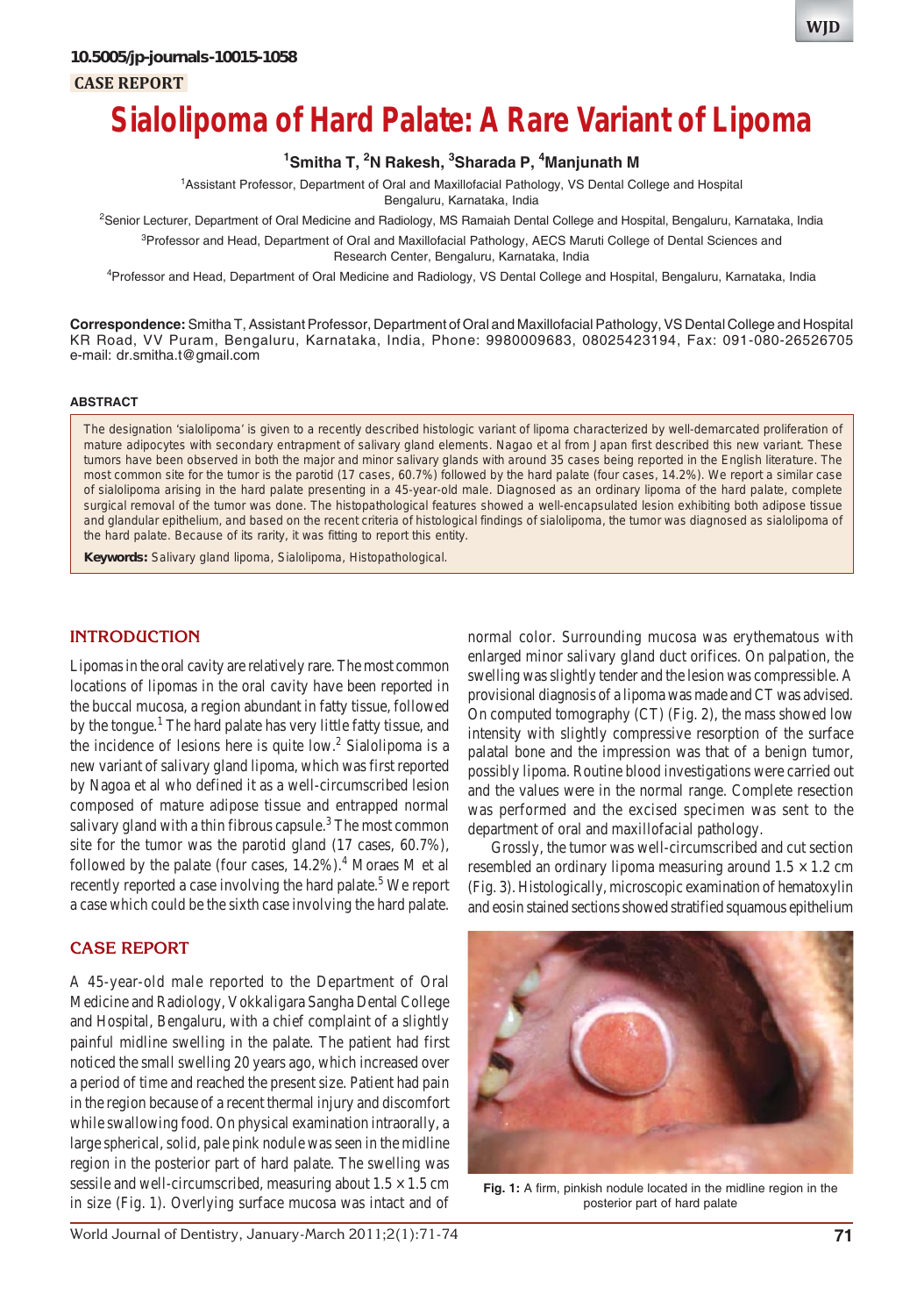10.5005/jp-journals-10015-1058

CASE REPORT

# Sialolipoma of Hard Palate: A Rare Variant of Lipoma

[1]Smitha T, [2]N Rakesh, [3]Sharada P, [4]Manjunath M

[1]Assistant Professor, Department of Oral and Maxillofacial Pathology, VS Dental College and Hospital Bengaluru, Karnataka, India

[2]Senior Lecturer, Department of Oral Medicine and Radiology, MS Ramaiah Dental College and Hospital, Bengaluru, Karnataka, India

[3]Professor and Head, Department of Oral and Maxillofacial Pathology, AECS Maruti College of Dental Sciences and Research Center, Bengaluru, Karnataka, India

[4]Professor and Head, Department of Oral Medicine and Radiology, VS Dental College and Hospital, Bengaluru, Karnataka, India

**Correspondence:** Smitha T, Assistant Professor, Department of Oral and Maxillofacial Pathology, VS Dental College and Hospital KR Road, VV Puram, Bengaluru, Karnataka, India, Phone: 9980009683, 08025423194, Fax: 091-080-26526705 e-mail: dr.smitha.t@gmail.com

## ABSTRACT

The designation 'sialolipoma' is given to a recently described histologic variant of lipoma characterized by well-demarcated proliferation of mature adipocytes with secondary entrapment of salivary gland elements. Nagao et al from Japan first described this new variant. These tumors have been observed in both the major and minor salivary glands with around 35 cases being reported in the English literature. The most common site for the tumor is the parotid (17 cases, 60.7%) followed by the hard palate (four cases, 14.2%). We report a similar case of sialolipoma arising in the hard palate presenting in a 45-year-old male. Diagnosed as an ordinary lipoma of the hard palate, complete surgical removal of the tumor was done. The histopathological features showed a well-encapsulated lesion exhibiting both adipose tissue and glandular epithelium, and based on the recent criteria of histological findings of sialolipoma, the tumor was diagnosed as sialolipoma of the hard palate. Because of its rarity, it was fitting to report this entity.

**Keywords:** Salivary gland lipoma, Sialolipoma, Histopathological.

## INTRODUCTION

Lipomas in the oral cavity are relatively rare. The most common locations of lipomas in the oral cavity have been reported in the buccal mucosa, a region abundant in fatty tissue, followed by the tongue.[1] The hard palate has very little fatty tissue, and the incidence of lesions here is quite low.[2] Sialolipoma is a new variant of salivary gland lipoma, which was first reported by Nagoa et al who defined it as a well-circumscribed lesion composed of mature adipose tissue and entrapped normal salivary gland with a thin fibrous capsule.[3] The most common site for the tumor was the parotid gland (17 cases, 60.7%), followed by the palate (four cases, 14.2%).[4] Moraes M et al recently reported a case involving the hard palate.[5] We report a case which could be the sixth case involving the hard palate.

## CASE REPORT

A 45-year-old male reported to the Department of Oral Medicine and Radiology, Vokkaligara Sangha Dental College and Hospital, Bengaluru, with a chief complaint of a slightly painful midline swelling in the palate. The patient had first noticed the small swelling 20 years ago, which increased over a period of time and reached the present size. Patient had pain in the region because of a recent thermal injury and discomfort while swallowing food. On physical examination intraorally, a large spherical, solid, pale pink nodule was seen in the midline region in the posterior part of hard palate. The swelling was sessile and well-circumscribed, measuring about 1.5 × 1.5 cm in size (Fig. 1). Overlying surface mucosa was intact and of normal color. Surrounding mucosa was erythematous with enlarged minor salivary gland duct orifices. On palpation, the swelling was slightly tender and the lesion was compressible. A provisional diagnosis of a lipoma was made and CT was advised. On computed tomography (CT) (Fig. 2), the mass showed low intensity with slightly compressive resorption of the surface palatal bone and the impression was that of a benign tumor, possibly lipoma. Routine blood investigations were carried out and the values were in the normal range. Complete resection was performed and the excised specimen was sent to the department of oral and maxillofacial pathology.

Grossly, the tumor was well-circumscribed and cut section resembled an ordinary lipoma measuring around 1.5 × 1.2 cm (Fig. 3). Histologically, microscopic examination of hematoxylin and eosin stained sections showed stratified squamous epithelium

Fig. 1: A firm, pinkish nodule located in the midline region in the posterior part of hard palate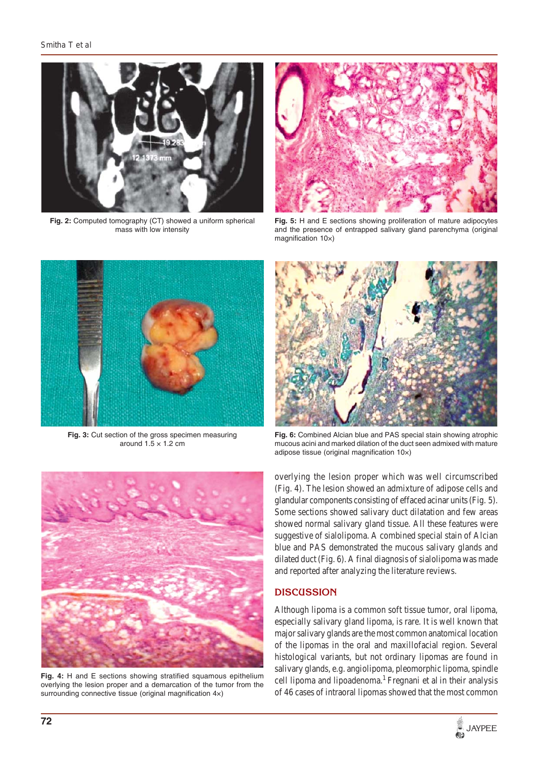Fig. 2: Computed tomography (CT) showed a uniform spherical mass with low intensity

Fig. 5: H and E sections showing proliferation of mature adipocytes and the presence of entrapped salivary gland parenchyma (original magnification 10×)

Fig. 3: Cut section of the gross specimen measuring around 1.5 × 1.2 cm

Fig. 6: Combined Alcian blue and PAS special stain showing atrophic mucous acini and marked dilation of the duct seen admixed with mature adipose tissue (original magnification 10×)

Fig. 4: H and E sections showing stratified squamous epithelium overlying the lesion proper and a demarcation of the tumor from the surrounding connective tissue (original magnification 4×)

overlying the lesion proper which was well circumscribed (Fig. 4). The lesion showed an admixture of adipose cells and glandular components consisting of effaced acinar units (Fig. 5). Some sections showed salivary duct dilatation and few areas showed normal salivary gland tissue. All these features were suggestive of sialolipoma. A combined special stain of Alcian blue and PAS demonstrated the mucous salivary glands and dilated duct (Fig. 6). A final diagnosis of sialolipoma was made and reported after analyzing the literature reviews.

## DISCUSSION

Although lipoma is a common soft tissue tumor, oral lipoma, especially salivary gland lipoma, is rare. It is well known that major salivary glands are the most common anatomical location of the lipomas in the oral and maxillofacial region. Several histological variants, but not ordinary lipomas are found in salivary glands, e.g. angiolipoma, pleomorphic lipoma, spindle cell lipoma and lipoadenoma.[1] Fregnani et al in their analysis of 46 cases of intraoral lipomas showed that the most common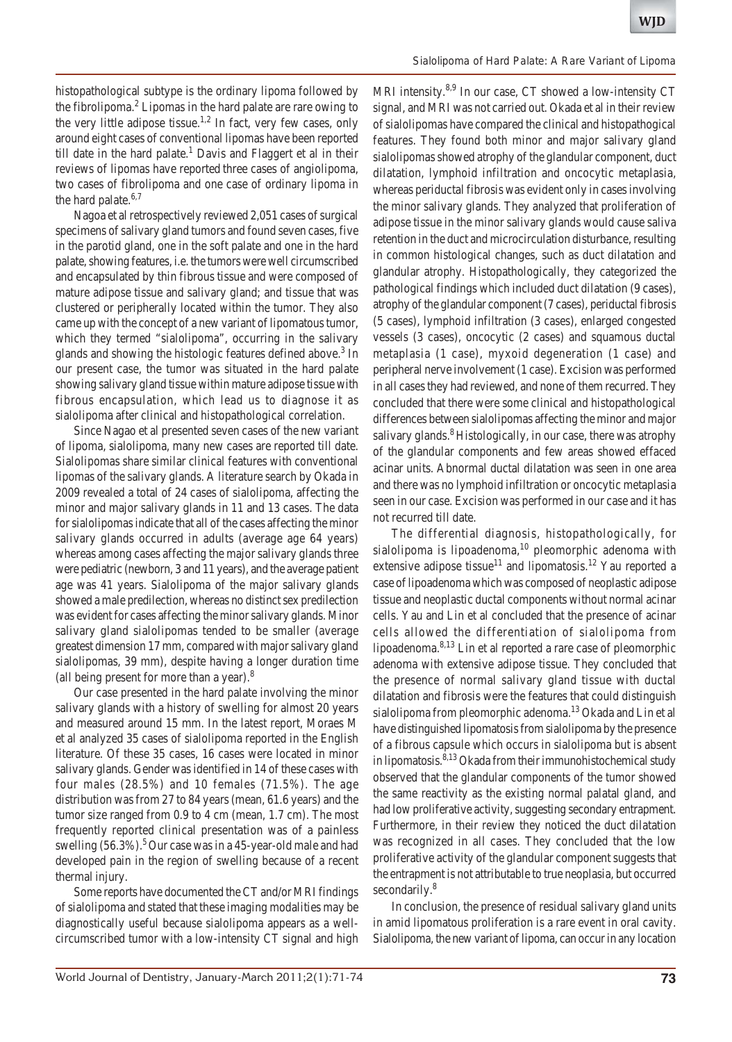histopathological subtype is the ordinary lipoma followed by the fibrolipoma.[2] Lipomas in the hard palate are rare owing to the very little adipose tissue.[1,2] In fact, very few cases, only around eight cases of conventional lipomas have been reported till date in the hard palate.[1] Davis and Flaggert et al in their reviews of lipomas have reported three cases of angiolipoma, two cases of fibrolipoma and one case of ordinary lipoma in the hard palate.[6,7]

Nagoa et al retrospectively reviewed 2,051 cases of surgical specimens of salivary gland tumors and found seven cases, five in the parotid gland, one in the soft palate and one in the hard palate, showing features, i.e. the tumors were well circumscribed and encapsulated by thin fibrous tissue and were composed of mature adipose tissue and salivary gland; and tissue that was clustered or peripherally located within the tumor. They also came up with the concept of a new variant of lipomatous tumor, which they termed "sialolipoma", occurring in the salivary glands and showing the histologic features defined above.[3] In our present case, the tumor was situated in the hard palate showing salivary gland tissue within mature adipose tissue with fibrous encapsulation, which lead us to diagnose it as sialolipoma after clinical and histopathological correlation.

Since Nagao et al presented seven cases of the new variant of lipoma, sialolipoma, many new cases are reported till date. Sialolipomas share similar clinical features with conventional lipomas of the salivary glands. A literature search by Okada in 2009 revealed a total of 24 cases of sialolipoma, affecting the minor and major salivary glands in 11 and 13 cases. The data for sialolipomas indicate that all of the cases affecting the minor salivary glands occurred in adults (average age 64 years) whereas among cases affecting the major salivary glands three were pediatric (newborn, 3 and 11 years), and the average patient age was 41 years. Sialolipoma of the major salivary glands showed a male predilection, whereas no distinct sex predilection was evident for cases affecting the minor salivary glands. Minor salivary gland sialolipomas tended to be smaller (average greatest dimension 17 mm, compared with major salivary gland sialolipomas, 39 mm), despite having a longer duration time (all being present for more than a year).[8]

Our case presented in the hard palate involving the minor salivary glands with a history of swelling for almost 20 years and measured around 15 mm. In the latest report, Moraes M et al analyzed 35 cases of sialolipoma reported in the English literature. Of these 35 cases, 16 cases were located in minor salivary glands. Gender was identified in 14 of these cases with four males (28.5%) and 10 females (71.5%). The age distribution was from 27 to 84 years (mean, 61.6 years) and the tumor size ranged from 0.9 to 4 cm (mean, 1.7 cm). The most frequently reported clinical presentation was of a painless swelling (56.3%).[5] Our case was in a 45-year-old male and had developed pain in the region of swelling because of a recent thermal injury.

Some reports have documented the CT and/or MRI findings of sialolipoma and stated that these imaging modalities may be diagnostically useful because sialolipoma appears as a well-circumscribed tumor with a low-intensity CT signal and high MRI intensity.[8,9] In our case, CT showed a low-intensity CT signal, and MRI was not carried out. Okada et al in their review of sialolipomas have compared the clinical and histopathogical features. They found both minor and major salivary gland sialolipomas showed atrophy of the glandular component, duct dilatation, lymphoid infiltration and oncocytic metaplasia, whereas periductal fibrosis was evident only in cases involving the minor salivary glands. They analyzed that proliferation of adipose tissue in the minor salivary glands would cause saliva retention in the duct and microcirculation disturbance, resulting in common histological changes, such as duct dilatation and glandular atrophy. Histopathologically, they categorized the pathological findings which included duct dilatation (9 cases), atrophy of the glandular component (7 cases), periductal fibrosis (5 cases), lymphoid infiltration (3 cases), enlarged congested vessels (3 cases), oncocytic (2 cases) and squamous ductal metaplasia (1 case), myxoid degeneration (1 case) and peripheral nerve involvement (1 case). Excision was performed in all cases they had reviewed, and none of them recurred. They concluded that there were some clinical and histopathological differences between sialolipomas affecting the minor and major salivary glands.[8] Histologically, in our case, there was atrophy of the glandular components and few areas showed effaced acinar units. Abnormal ductal dilatation was seen in one area and there was no lymphoid infiltration or oncocytic metaplasia seen in our case. Excision was performed in our case and it has not recurred till date.

The differential diagnosis, histopathologically, for sialolipoma is lipoadenoma,[10] pleomorphic adenoma with extensive adipose tissue[11] and lipomatosis.[12] Yau reported a case of lipoadenoma which was composed of neoplastic adipose tissue and neoplastic ductal components without normal acinar cells. Yau and Lin et al concluded that the presence of acinar cells allowed the differentiation of sialolipoma from lipoadenoma.[8,13] Lin et al reported a rare case of pleomorphic adenoma with extensive adipose tissue. They concluded that the presence of normal salivary gland tissue with ductal dilatation and fibrosis were the features that could distinguish sialolipoma from pleomorphic adenoma.[13] Okada and Lin et al have distinguished lipomatosis from sialolipoma by the presence of a fibrous capsule which occurs in sialolipoma but is absent in lipomatosis.[8,13] Okada from their immunohistochemical study observed that the glandular components of the tumor showed the same reactivity as the existing normal palatal gland, and had low proliferative activity, suggesting secondary entrapment. Furthermore, in their review they noticed the duct dilatation was recognized in all cases. They concluded that the low proliferative activity of the glandular component suggests that the entrapment is not attributable to true neoplasia, but occurred secondarily.[8]

In conclusion, the presence of residual salivary gland units in amid lipomatous proliferation is a rare event in oral cavity. Sialolipoma, the new variant of lipoma, can occur in any location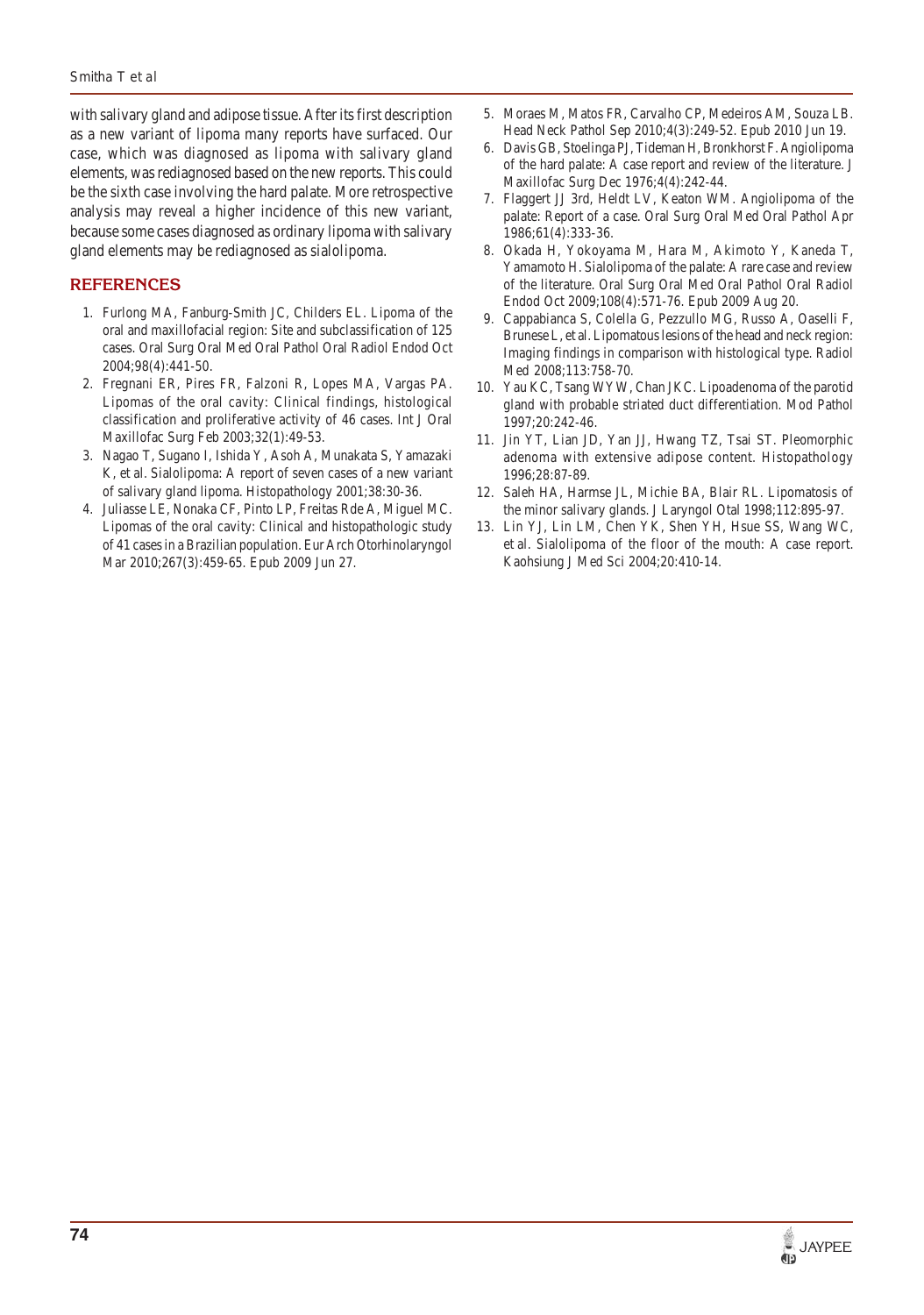with salivary gland and adipose tissue. After its first description as a new variant of lipoma many reports have surfaced. Our case, which was diagnosed as lipoma with salivary gland elements, was rediagnosed based on the new reports. This could be the sixth case involving the hard palate. More retrospective analysis may reveal a higher incidence of this new variant, because some cases diagnosed as ordinary lipoma with salivary gland elements may be rediagnosed as sialolipoma.

## REFERENCES

1. Furlong MA, Fanburg-Smith JC, Childers EL. Lipoma of the oral and maxillofacial region: Site and subclassification of 125 cases. Oral Surg Oral Med Oral Pathol Oral Radiol Endod Oct 2004;98(4):441-50.
2. Fregnani ER, Pires FR, Falzoni R, Lopes MA, Vargas PA. Lipomas of the oral cavity: Clinical findings, histological classification and proliferative activity of 46 cases. Int J Oral Maxillofac Surg Feb 2003;32(1):49-53.
3. Nagao T, Sugano I, Ishida Y, Asoh A, Munakata S, Yamazaki K, et al. Sialolipoma: A report of seven cases of a new variant of salivary gland lipoma. Histopathology 2001;38:30-36.
4. Juliasse LE, Nonaka CF, Pinto LP, Freitas Rde A, Miguel MC. Lipomas of the oral cavity: Clinical and histopathologic study of 41 cases in a Brazilian population. Eur Arch Otorhinolaryngol Mar 2010;267(3):459-65. Epub 2009 Jun 27.
5. Moraes M, Matos FR, Carvalho CP, Medeiros AM, Souza LB. Head Neck Pathol Sep 2010;4(3):249-52. Epub 2010 Jun 19.
6. Davis GB, Stoelinga PJ, Tideman H, Bronkhorst F. Angiolipoma of the hard palate: A case report and review of the literature. J Maxillofac Surg Dec 1976;4(4):242-44.
7. Flaggert JJ 3rd, Heldt LV, Keaton WM. Angiolipoma of the palate: Report of a case. Oral Surg Oral Med Oral Pathol Apr 1986;61(4):333-36.
8. Okada H, Yokoyama M, Hara M, Akimoto Y, Kaneda T, Yamamoto H. Sialolipoma of the palate: A rare case and review of the literature. Oral Surg Oral Med Oral Pathol Oral Radiol Endod Oct 2009;108(4):571-76. Epub 2009 Aug 20.
9. Cappabianca S, Colella G, Pezzullo MG, Russo A, Oaselli F, Brunese L, et al. Lipomatous lesions of the head and neck region: Imaging findings in comparison with histological type. Radiol Med 2008;113:758-70.
10. Yau KC, Tsang WYW, Chan JKC. Lipoadenoma of the parotid gland with probable striated duct differentiation. Mod Pathol 1997;20:242-46.
11. Jin YT, Lian JD, Yan JJ, Hwang TZ, Tsai ST. Pleomorphic adenoma with extensive adipose content. Histopathology 1996;28:87-89.
12. Saleh HA, Harmse JL, Michie BA, Blair RL. Lipomatosis of the minor salivary glands. J Laryngol Otal 1998;112:895-97.
13. Lin YJ, Lin LM, Chen YK, Shen YH, Hsue SS, Wang WC, et al. Sialolipoma of the floor of the mouth: A case report. Kaohsiung J Med Sci 2004;20:410-14.